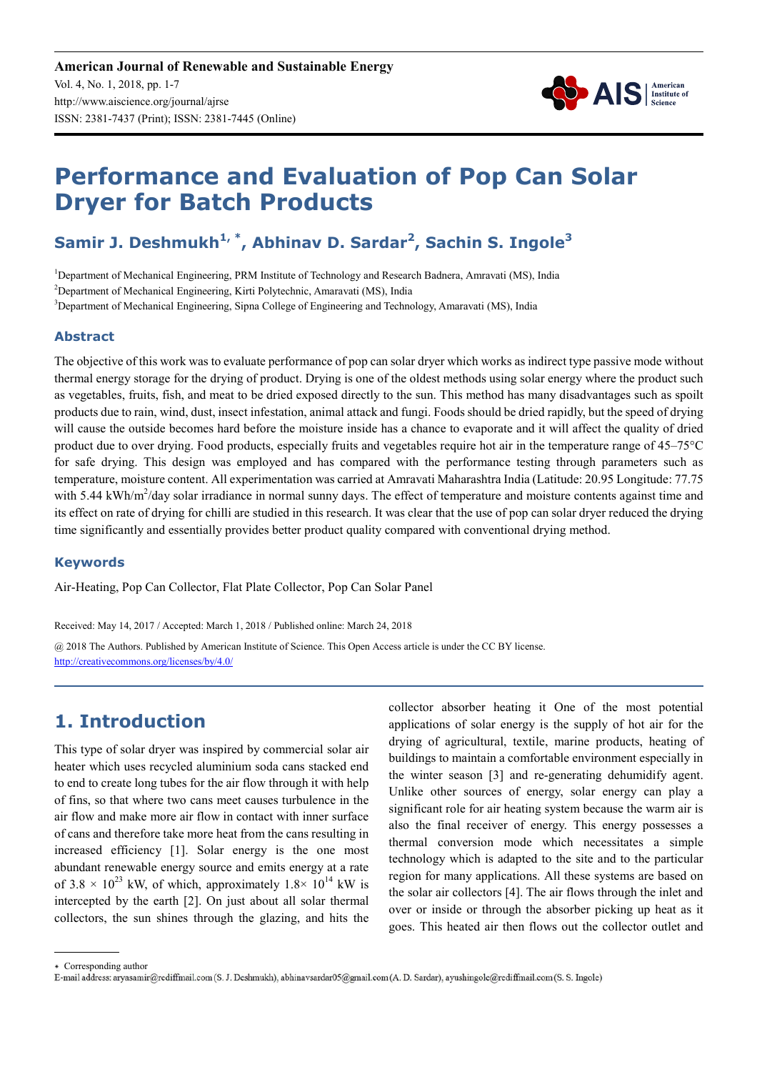American Journal of Renewable and Sustainable Energy
Vol. 4, No. 1, 2018, pp. 1-7
http://www.aiscience.org/journal/ajrse
ISSN: 2381-7437 (Print); ISSN: 2381-7445 (Online)

# Performance and Evaluation of Pop Can Solar Dryer for Batch Products

**Samir J. Deshmukh[1, *], Abhinav D. Sardar[2], Sachin S. Ingole[3]**

[1]Department of Mechanical Engineering, PRM Institute of Technology and Research Badnera, Amravati (MS), India
[2]Department of Mechanical Engineering, Kirti Polytechnic, Amaravati (MS), India
[3]Department of Mechanical Engineering, Sipna College of Engineering and Technology, Amaravati (MS), India

## Abstract

The objective of this work was to evaluate performance of pop can solar dryer which works as indirect type passive mode without thermal energy storage for the drying of product. Drying is one of the oldest methods using solar energy where the product such as vegetables, fruits, fish, and meat to be dried exposed directly to the sun. This method has many disadvantages such as spoilt products due to rain, wind, dust, insect infestation, animal attack and fungi. Foods should be dried rapidly, but the speed of drying will cause the outside becomes hard before the moisture inside has a chance to evaporate and it will affect the quality of dried product due to over drying. Food products, especially fruits and vegetables require hot air in the temperature range of 45–75°C for safe drying. This design was employed and has compared with the performance testing through parameters such as temperature, moisture content. All experimentation was carried at Amravati Maharashtra India (Latitude: 20.95 Longitude: 77.75 with 5.44 kWh/m$^2$/day solar irradiance in normal sunny days. The effect of temperature and moisture contents against time and its effect on rate of drying for chilli are studied in this research. It was clear that the use of pop can solar dryer reduced the drying time significantly and essentially provides better product quality compared with conventional drying method.

## Keywords

Air-Heating, Pop Can Collector, Flat Plate Collector, Pop Can Solar Panel

Received: May 14, 2017 / Accepted: March 1, 2018 / Published online: March 24, 2018

@ 2018 The Authors. Published by American Institute of Science. This Open Access article is under the CC BY license. http://creativecommons.org/licenses/by/4.0/

## 1. Introduction

This type of solar dryer was inspired by commercial solar air heater which uses recycled aluminium soda cans stacked end to end to create long tubes for the air flow through it with help of fins, so that where two cans meet causes turbulence in the air flow and make more air flow in contact with inner surface of cans and therefore take more heat from the cans resulting in increased efficiency [1]. Solar energy is the one most abundant renewable energy source and emits energy at a rate of $3.8 \times 10^{23}$ kW, of which, approximately $1.8 \times 10^{14}$ kW is intercepted by the earth [2]. On just about all solar thermal collectors, the sun shines through the glazing, and hits the collector absorber heating it One of the most potential applications of solar energy is the supply of hot air for the drying of agricultural, textile, marine products, heating of buildings to maintain a comfortable environment especially in the winter season [3] and re-generating dehumidify agent. Unlike other sources of energy, solar energy can play a significant role for air heating system because the warm air is also the final receiver of energy. This energy possesses a thermal conversion mode which necessitates a simple technology which is adapted to the site and to the particular region for many applications. All these systems are based on the solar air collectors [4]. The air flows through the inlet and over or inside or through the absorber picking up heat as it goes. This heated air then flows out the collector outlet and

* Corresponding author
E-mail address: aryasamir@rediffmail.com (S. J. Deshmukh), abhinavsardar05@gmail.com (A. D. Sardar), ayushingole@rediffmail.com (S. S. Ingole)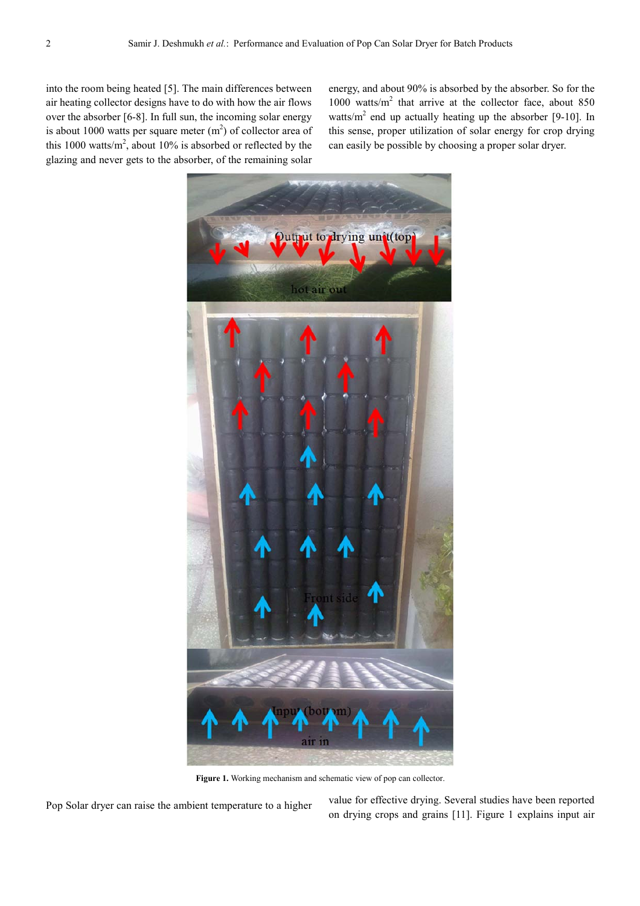into the room being heated [5]. The main differences between air heating collector designs have to do with how the air flows over the absorber [6-8]. In full sun, the incoming solar energy is about 1000 watts per square meter ($m^2$) of collector area of this 1000 watts/$m^2$, about 10% is absorbed or reflected by the glazing and never gets to the absorber, of the remaining solar energy, and about 90% is absorbed by the absorber. So for the 1000 watts/$m^2$ that arrive at the collector face, about 850 watts/$m^2$ end up actually heating up the absorber [9-10]. In this sense, proper utilization of solar energy for crop drying can easily be possible by choosing a proper solar dryer.

**Figure 1.** Working mechanism and schematic view of pop can collector.

Pop Solar dryer can raise the ambient temperature to a higher value for effective drying. Several studies have been reported on drying crops and grains [11]. Figure 1 explains input air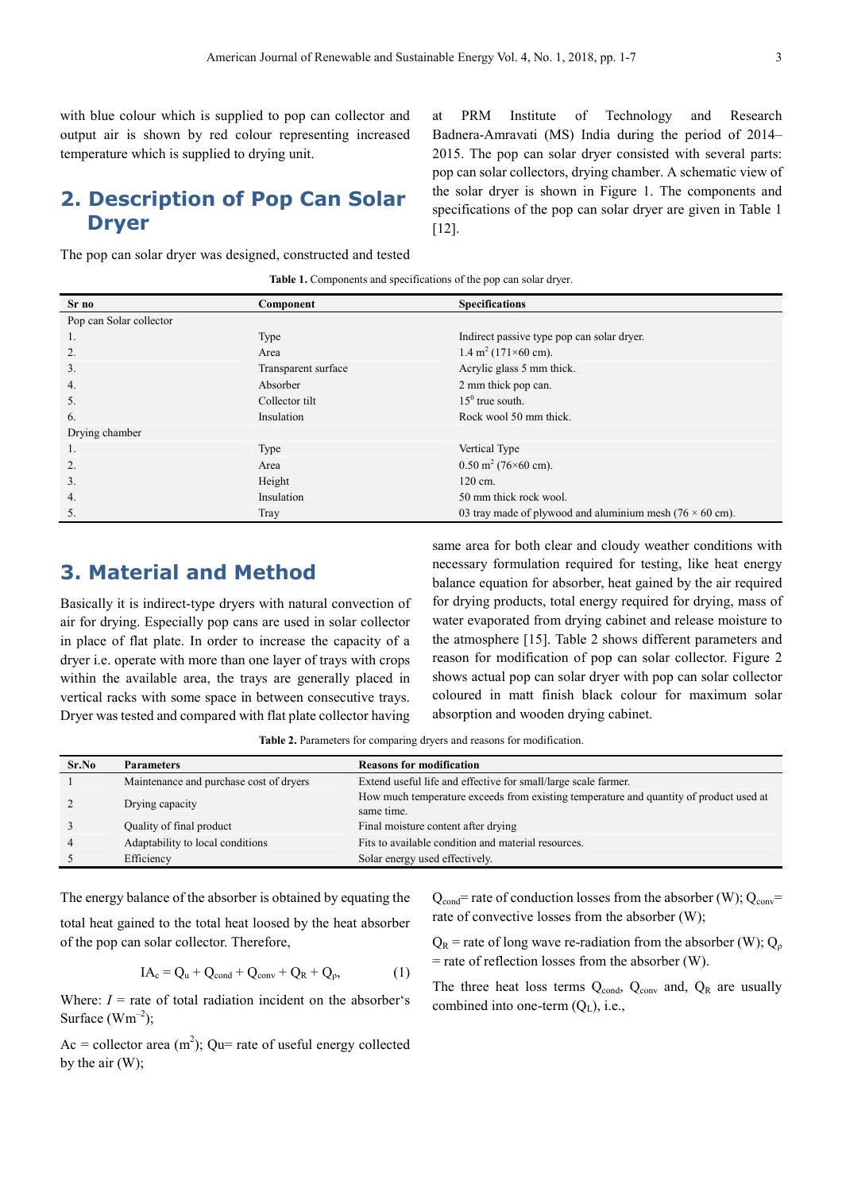with blue colour which is supplied to pop can collector and output air is shown by red colour representing increased temperature which is supplied to drying unit.

## 2. Description of Pop Can Solar Dryer

The pop can solar dryer was designed, constructed and tested at PRM Institute of Technology and Research Badnera-Amravati (MS) India during the period of 2014–2015. The pop can solar dryer consisted with several parts: pop can solar collectors, drying chamber. A schematic view of the solar dryer is shown in Figure 1. The components and specifications of the pop can solar dryer are given in Table 1 [12].

**Table 1.** Components and specifications of the pop can solar dryer.

| Sr no | Component | Specifications |
|---|---|---|
| Pop can Solar collector | | |
| 1. | Type | Indirect passive type pop can solar dryer. |
| 2. | Area | 1.4 $m^2$ (171×60 cm). |
| 3. | Transparent surface | Acrylic glass 5 mm thick. |
| 4. | Absorber | 2 mm thick pop can. |
| 5. | Collector tilt | $15^0$ true south. |
| 6. | Insulation | Rock wool 50 mm thick. |
| Drying chamber | | |
| 1. | Type | Vertical Type |
| 2. | Area | 0.50 $m^2$ (76×60 cm). |
| 3. | Height | 120 cm. |
| 4. | Insulation | 50 mm thick rock wool. |
| 5. | Tray | 03 tray made of plywood and aluminium mesh (76 × 60 cm). |

## 3. Material and Method

Basically it is indirect-type dryers with natural convection of air for drying. Especially pop cans are used in solar collector in place of flat plate. In order to increase the capacity of a dryer i.e. operate with more than one layer of trays with crops within the available area, the trays are generally placed in vertical racks with some space in between consecutive trays. Dryer was tested and compared with flat plate collector having same area for both clear and cloudy weather conditions with necessary formulation required for testing, like heat energy balance equation for absorber, heat gained by the air required for drying products, total energy required for drying, mass of water evaporated from drying cabinet and release moisture to the atmosphere [15]. Table 2 shows different parameters and reason for modification of pop can solar collector. Figure 2 shows actual pop can solar dryer with pop can solar collector coloured in matt finish black colour for maximum solar absorption and wooden drying cabinet.

**Table 2.** Parameters for comparing dryers and reasons for modification.

| Sr.No | Parameters | Reasons for modification |
|---|---|---|
| 1 | Maintenance and purchase cost of dryers | Extend useful life and effective for small/large scale farmer. |
| 2 | Drying capacity | How much temperature exceeds from existing temperature and quantity of product used at same time. |
| 3 | Quality of final product | Final moisture content after drying |
| 4 | Adaptability to local conditions | Fits to available condition and material resources. |
| 5 | Efficiency | Solar energy used effectively. |

The energy balance of the absorber is obtained by equating the total heat gained to the total heat loosed by the heat absorber of the pop can solar collector. Therefore,

$$IA_c = Q_u + Q_{cond} + Q_{conv} + Q_R + Q_\rho, \quad (1)$$

Where: $I$ = rate of total radiation incident on the absorber's Surface ($Wm^{-2}$);

Ac = collector area ($m^2$); Qu= rate of useful energy collected by the air (W);

$Q_{cond}$= rate of conduction losses from the absorber (W); $Q_{conv}$= rate of convective losses from the absorber (W);

$Q_R$ = rate of long wave re-radiation from the absorber (W); $Q_\rho$ = rate of reflection losses from the absorber (W).

The three heat loss terms $Q_{cond}$, $Q_{conv}$ and, $Q_R$ are usually combined into one-term ($Q_L$), i.e.,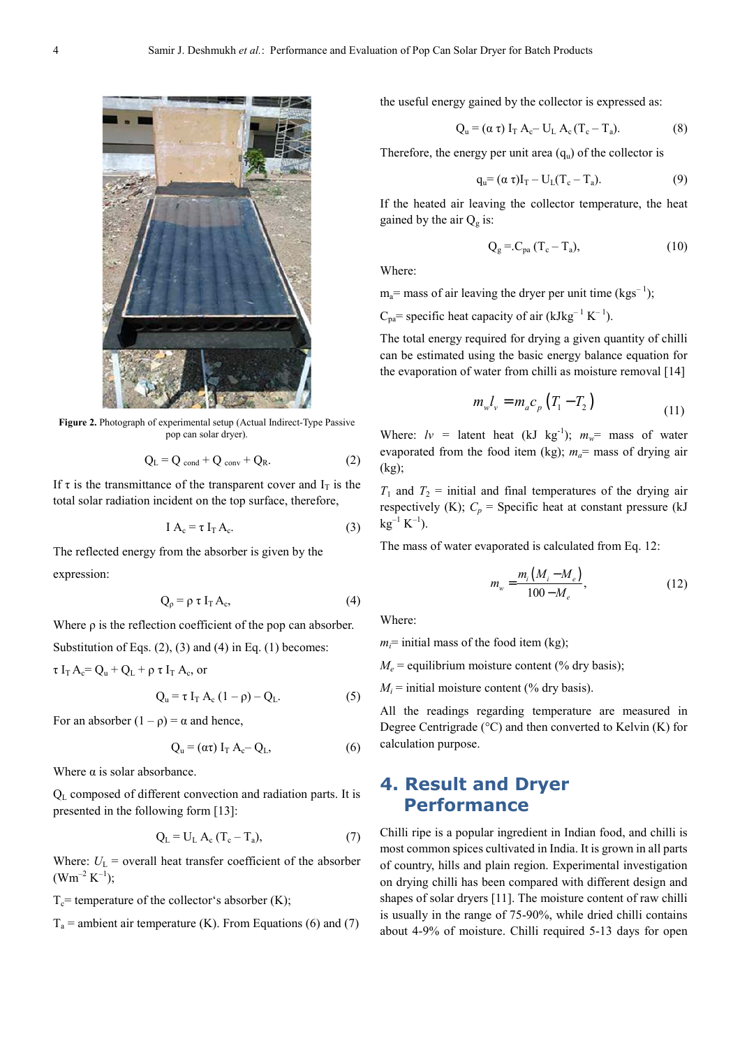Figure 2. Photograph of experimental setup (Actual Indirect-Type Passive pop can solar dryer).

$$Q_L = Q_{cond} + Q_{conv} + Q_R. \quad (2)$$

If τ is the transmittance of the transparent cover and $I_T$ is the total solar radiation incident on the top surface, therefore,

$$I A_c = \tau I_T A_c. \quad (3)$$

The reflected energy from the absorber is given by the expression:

$$Q_\rho = \rho \tau I_T A_c, \quad (4)$$

Where ρ is the reflection coefficient of the pop can absorber.

Substitution of Eqs. (2), (3) and (4) in Eq. (1) becomes:

$\tau I_T A_c = Q_u + Q_L + \rho \tau I_T A_c$, or

$$Q_u = \tau I_T A_c (1 - \rho) - Q_L. \quad (5)$$

For an absorber $(1 - \rho) = \alpha$ and hence,

$$Q_u = (\alpha\tau) I_T A_c - Q_L, \quad (6)$$

Where α is solar absorbance.

$Q_L$ composed of different convection and radiation parts. It is presented in the following form [13]:

$$Q_L = U_L A_c (T_c - T_a), \quad (7)$$

Where: $U_L$ = overall heat transfer coefficient of the absorber ($Wm^{-2} K^{-1}$);

$T_c$= temperature of the collector's absorber (K);

$T_a$ = ambient air temperature (K). From Equations (6) and (7) the useful energy gained by the collector is expressed as:

$$Q_u = (\alpha \tau) I_T A_c - U_L A_c (T_c - T_a). \quad (8)$$

Therefore, the energy per unit area ($q_u$) of the collector is

$$q_u = (\alpha \tau) I_T - U_L (T_c - T_a). \quad (9)$$

If the heated air leaving the collector temperature, the heat gained by the air $Q_g$ is:

$$Q_g = C_{pa} (T_c - T_a), \quad (10)$$

Where:

$m_a$= mass of air leaving the dryer per unit time ($kgs^{-1}$);

$C_{pa}$= specific heat capacity of air ($kJkg^{-1} K^{-1}$).

The total energy required for drying a given quantity of chilli can be estimated using the basic energy balance equation for the evaporation of water from chilli as moisture removal [14]

$$m_w l_v = m_a c_p (T_1 - T_2) \quad (11)$$

Where: $l_v$ = latent heat ($kJ\ kg^{-1}$); $m_w$= mass of water evaporated from the food item (kg); $m_a$= mass of drying air (kg);

$T_1$ and $T_2$ = initial and final temperatures of the drying air respectively (K); $C_p$ = Specific heat at constant pressure ($kJ\ kg^{-1} K^{-1}$).

The mass of water evaporated is calculated from Eq. 12:

$$m_w = \frac{m_i (M_i - M_e)}{100 - M_e}, \quad (12)$$

Where:

$m_i$= initial mass of the food item (kg);

$M_e$ = equilibrium moisture content (% dry basis);

$M_i$ = initial moisture content (% dry basis).

All the readings regarding temperature are measured in Degree Centrigrade (°C) and then converted to Kelvin (K) for calculation purpose.

## 4. Result and Dryer Performance

Chilli ripe is a popular ingredient in Indian food, and chilli is most common spices cultivated in India. It is grown in all parts of country, hills and plain region. Experimental investigation on drying chilli has been compared with different design and shapes of solar dryers [11]. The moisture content of raw chilli is usually in the range of 75-90%, while dried chilli contains about 4-9% of moisture. Chilli required 5-13 days for open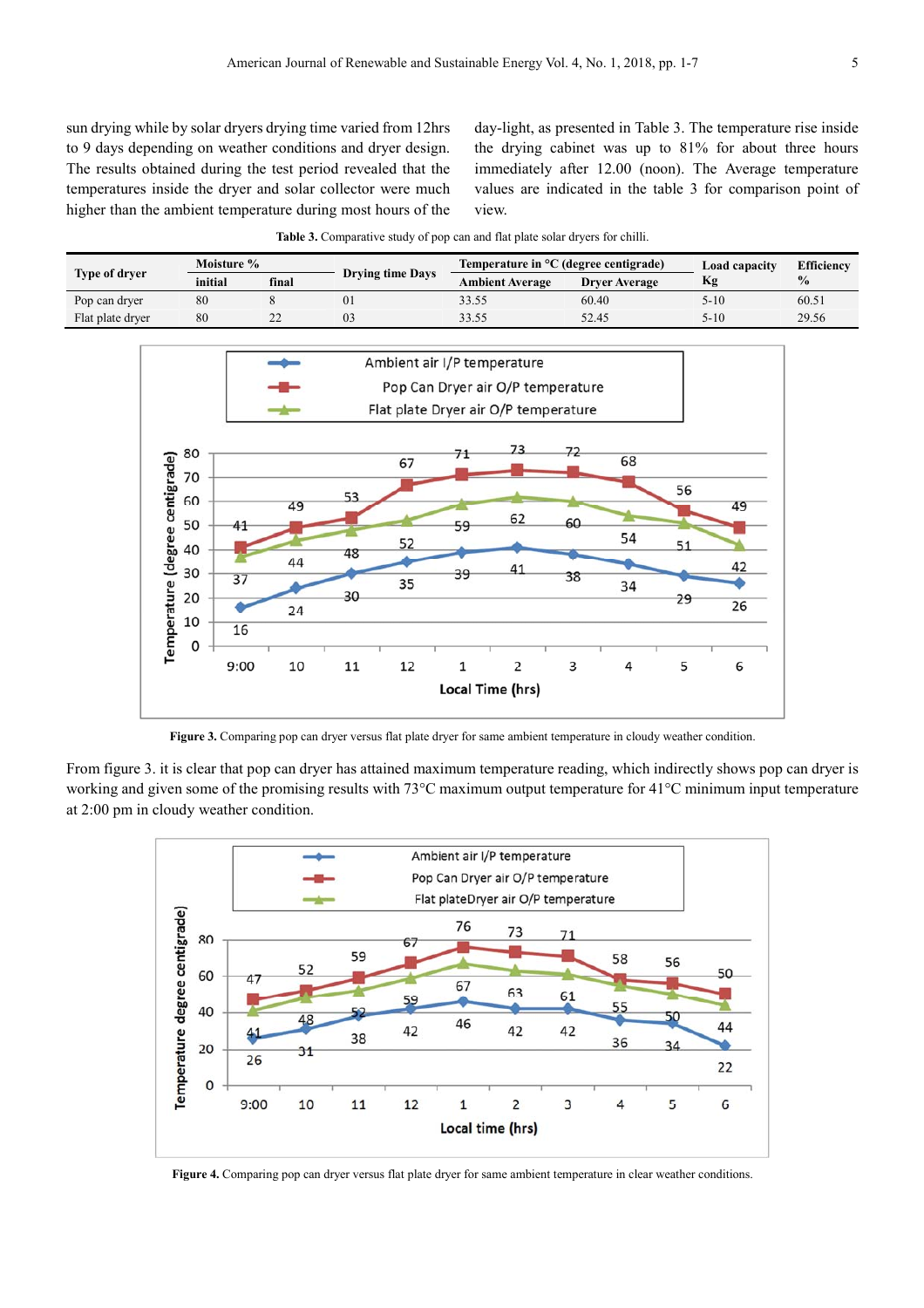sun drying while by solar dryers drying time varied from 12hrs to 9 days depending on weather conditions and dryer design. The results obtained during the test period revealed that the temperatures inside the dryer and solar collector were much higher than the ambient temperature during most hours of the day-light, as presented in Table 3. The temperature rise inside the drying cabinet was up to 81% for about three hours immediately after 12.00 (noon). The Average temperature values are indicated in the table 3 for comparison point of view.

**Table 3.** Comparative study of pop can and flat plate solar dryers for chilli.

| Type of dryer | Moisture % | | Drying time Days | Temperature in °C (degree centigrade) | | Load capacity Kg | Efficiency % |
|---|---|---|---|---|---|---|---|
| | initial | final | | Ambient Average | Dryer Average | | |
| Pop can dryer | 80 | 8 | 01 | 33.55 | 60.40 | 5-10 | 60.51 |
| Flat plate dryer | 80 | 22 | 03 | 33.55 | 52.45 | 5-10 | 29.56 |

**Figure 3.** Comparing pop can dryer versus flat plate dryer for same ambient temperature in cloudy weather condition.

From figure 3. it is clear that pop can dryer has attained maximum temperature reading, which indirectly shows pop can dryer is working and given some of the promising results with 73°C maximum output temperature for 41°C minimum input temperature at 2:00 pm in cloudy weather condition.

**Figure 4.** Comparing pop can dryer versus flat plate dryer for same ambient temperature in clear weather conditions.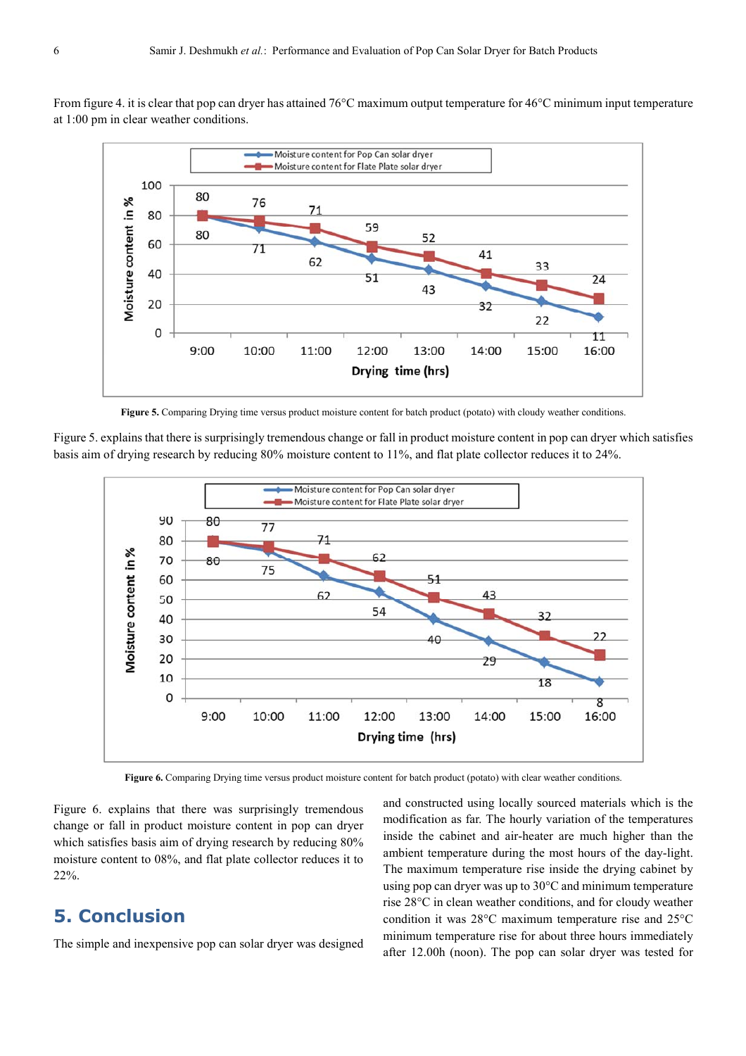From figure 4. it is clear that pop can dryer has attained 76°C maximum output temperature for 46°C minimum input temperature at 1:00 pm in clear weather conditions.

**Figure 5.** Comparing Drying time versus product moisture content for batch product (potato) with cloudy weather conditions.

Figure 5. explains that there is surprisingly tremendous change or fall in product moisture content in pop can dryer which satisfies basis aim of drying research by reducing 80% moisture content to 11%, and flat plate collector reduces it to 24%.

**Figure 6.** Comparing Drying time versus product moisture content for batch product (potato) with clear weather conditions.

Figure 6. explains that there was surprisingly tremendous change or fall in product moisture content in pop can dryer which satisfies basis aim of drying research by reducing 80% moisture content to 08%, and flat plate collector reduces it to 22%.

## 5. Conclusion

The simple and inexpensive pop can solar dryer was designed and constructed using locally sourced materials which is the modification as far. The hourly variation of the temperatures inside the cabinet and air-heater are much higher than the ambient temperature during the most hours of the day-light. The maximum temperature rise inside the drying cabinet by using pop can dryer was up to 30°C and minimum temperature rise 28°C in clean weather conditions, and for cloudy weather condition it was 28°C maximum temperature rise and 25°C minimum temperature rise for about three hours immediately after 12.00h (noon). The pop can solar dryer was tested for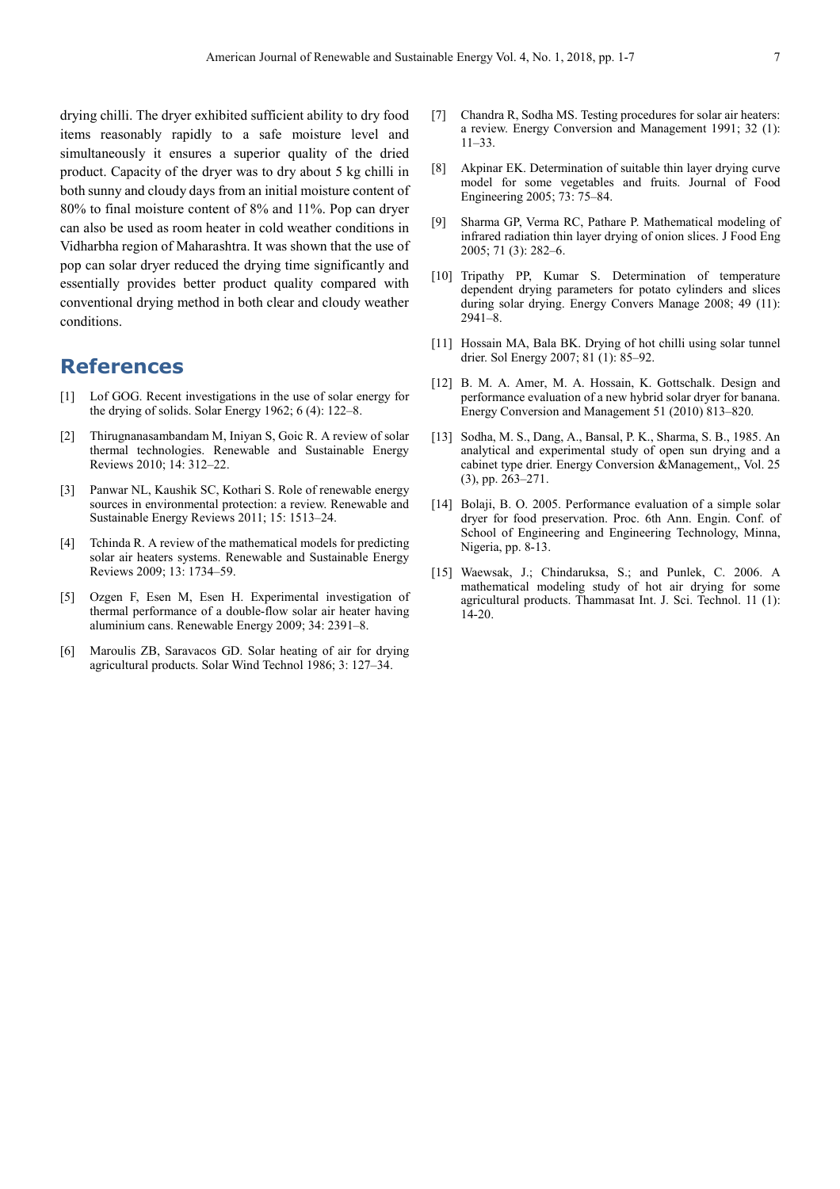drying chilli. The dryer exhibited sufficient ability to dry food items reasonably rapidly to a safe moisture level and simultaneously it ensures a superior quality of the dried product. Capacity of the dryer was to dry about 5 kg chilli in both sunny and cloudy days from an initial moisture content of 80% to final moisture content of 8% and 11%. Pop can dryer can also be used as room heater in cold weather conditions in Vidharbha region of Maharashtra. It was shown that the use of pop can solar dryer reduced the drying time significantly and essentially provides better product quality compared with conventional drying method in both clear and cloudy weather conditions.

## References

[1] Lof GOG. Recent investigations in the use of solar energy for the drying of solids. Solar Energy 1962; 6 (4): 122–8.

[2] Thirugnanasambandam M, Iniyan S, Goic R. A review of solar thermal technologies. Renewable and Sustainable Energy Reviews 2010; 14: 312–22.

[3] Panwar NL, Kaushik SC, Kothari S. Role of renewable energy sources in environmental protection: a review. Renewable and Sustainable Energy Reviews 2011; 15: 1513–24.

[4] Tchinda R. A review of the mathematical models for predicting solar air heaters systems. Renewable and Sustainable Energy Reviews 2009; 13: 1734–59.

[5] Ozgen F, Esen M, Esen H. Experimental investigation of thermal performance of a double-flow solar air heater having aluminium cans. Renewable Energy 2009; 34: 2391–8.

[6] Maroulis ZB, Saravacos GD. Solar heating of air for drying agricultural products. Solar Wind Technol 1986; 3: 127–34.

[7] Chandra R, Sodha MS. Testing procedures for solar air heaters: a review. Energy Conversion and Management 1991; 32 (1): 11–33.

[8] Akpinar EK. Determination of suitable thin layer drying curve model for some vegetables and fruits. Journal of Food Engineering 2005; 73: 75–84.

[9] Sharma GP, Verma RC, Pathare P. Mathematical modeling of infrared radiation thin layer drying of onion slices. J Food Eng 2005; 71 (3): 282–6.

[10] Tripathy PP, Kumar S. Determination of temperature dependent drying parameters for potato cylinders and slices during solar drying. Energy Convers Manage 2008; 49 (11): 2941–8.

[11] Hossain MA, Bala BK. Drying of hot chilli using solar tunnel drier. Sol Energy 2007; 81 (1): 85–92.

[12] B. M. A. Amer, M. A. Hossain, K. Gottschalk. Design and performance evaluation of a new hybrid solar dryer for banana. Energy Conversion and Management 51 (2010) 813–820.

[13] Sodha, M. S., Dang, A., Bansal, P. K., Sharma, S. B., 1985. An analytical and experimental study of open sun drying and a cabinet type drier. Energy Conversion &Management,, Vol. 25 (3), pp. 263–271.

[14] Bolaji, B. O. 2005. Performance evaluation of a simple solar dryer for food preservation. Proc. 6th Ann. Engin. Conf. of School of Engineering and Engineering Technology, Minna, Nigeria, pp. 8-13.

[15] Waewsak, J.; Chindaruksa, S.; and Punlek, C. 2006. A mathematical modeling study of hot air drying for some agricultural products. Thammasat Int. J. Sci. Technol. 11 (1): 14-20.